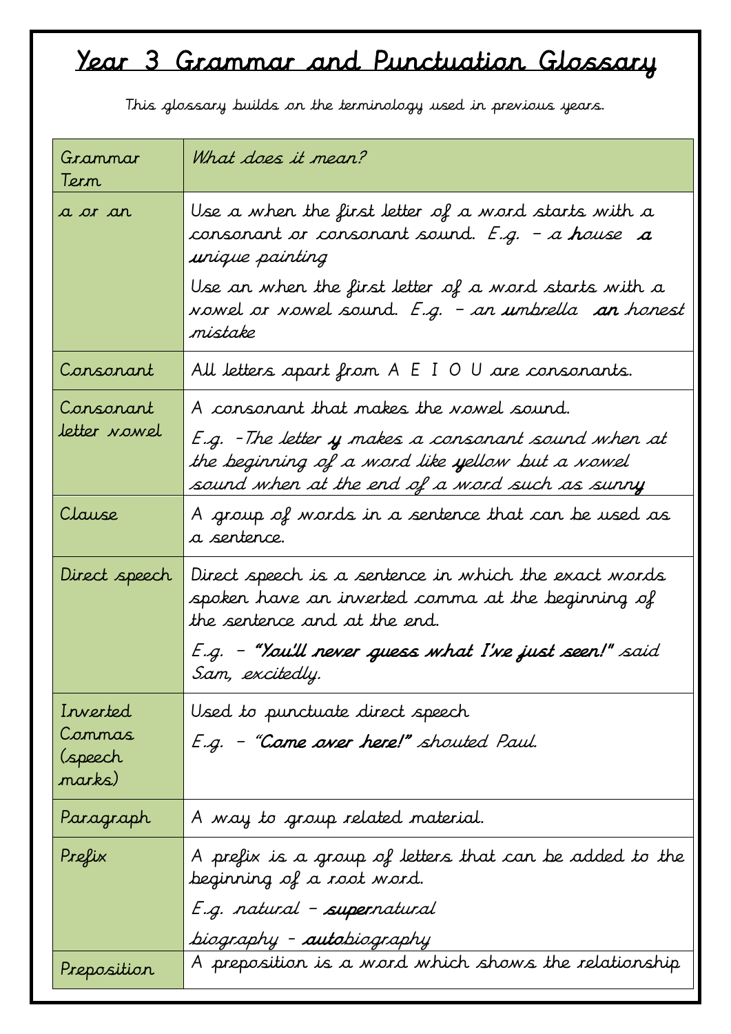# Year 3 Grammar and Punctuation Glossary

This glossary builds on the terminology used in previous years.

| Grammar Term | *What does it mean?* |
|---|---|
| a or an | Use a when the first letter of a word starts with a consonant or consonant sound. *E.g. – a* **house** **a** *unique painting*<br>Use an when the first letter of a word starts with a vowel or vowel sound. *E.g. – an* **umbrella** **an** *honest mistake* |
| Consonant | All letters apart from A E I O U are consonants. |
| Consonant letter vowel | A consonant that makes the vowel sound.<br>*E.g. –The letter* **y** *makes a consonant sound when at the beginning of a word like* **y***ellow but a vowel sound when at the end of a word such as sunn***y** |
| Clause | A group of words in a sentence that can be used as a sentence. |
| Direct speech | Direct speech is a sentence in which the exact words spoken have an inverted comma at the beginning of the sentence and at the end.<br>*E.g. –* **"You'll never guess what I've just seen!"** *said Sam, excitedly.* |
| Inverted Commas (speech marks) | Used to punctuate direct speech<br>*E.g. – "***Come over here!"** *shouted Paul.* |
| Paragraph | A way to group related material. |
| Prefix | A prefix is a group of letters that can be added to the beginning of a root word.<br>*E.g. natural –* **super***natural*<br>*biography –* **auto***biography* |
| Preposition | A preposition is a word which shows the relationship |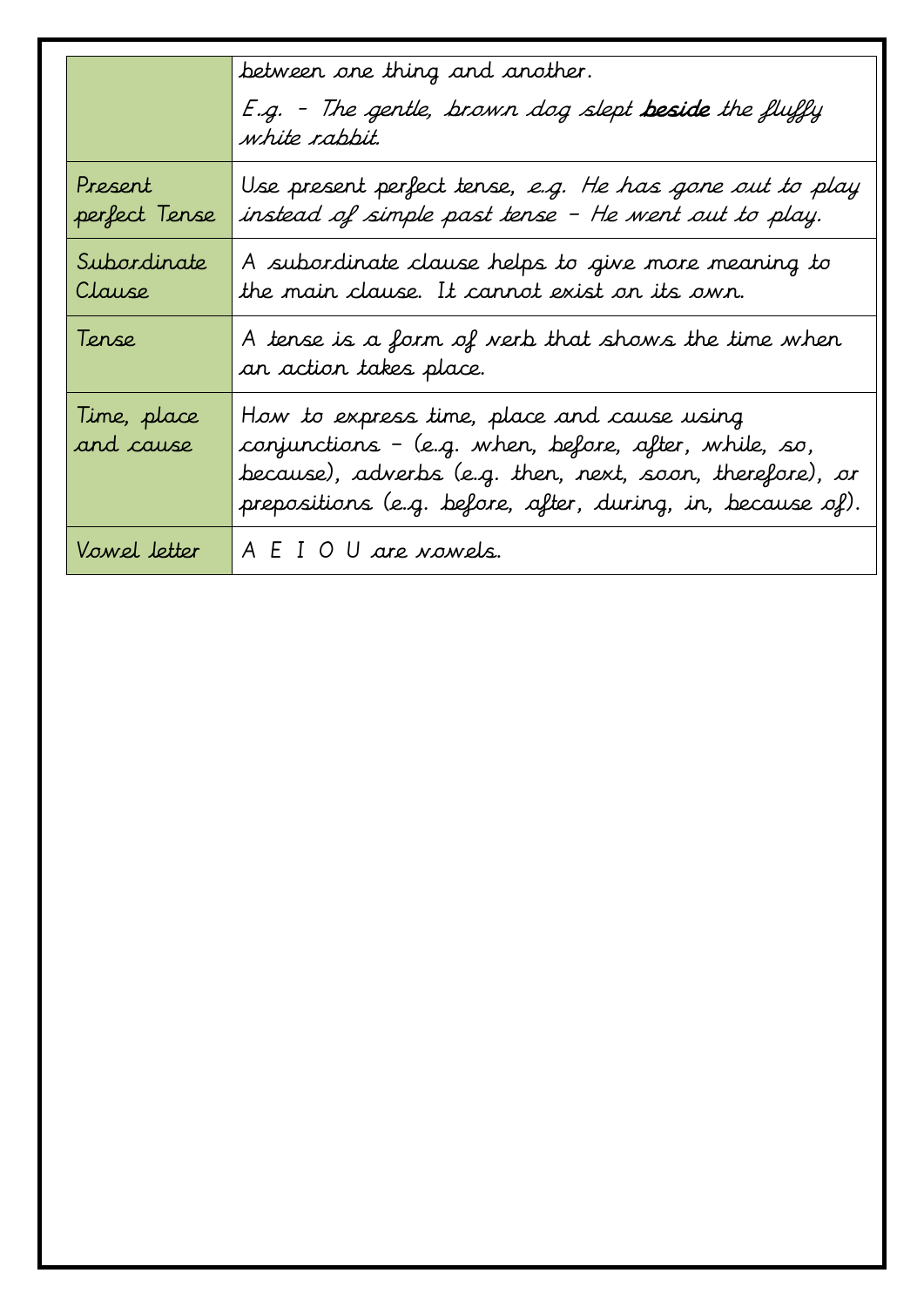| | |
|---|---|
| | between one thing and another.<br>E.g. - The gentle, brown dog slept **beside** the fluffy white rabbit. |
| Present perfect Tense | Use present perfect tense, e.g. He has gone out to play instead of simple past tense – He went out to play. |
| Subordinate Clause | A subordinate clause helps to give more meaning to the main clause. It cannot exist on its own. |
| Tense | A tense is a form of verb that shows the time when an action takes place. |
| Time, place and cause | How to express time, place and cause using conjunctions – (e.g. when, before, after, while, so, because), adverbs (e.g. then, next, soon, therefore), or prepositions (e.g. before, after, during, in, because of). |
| Vowel letter | A E I O U are vowels. |